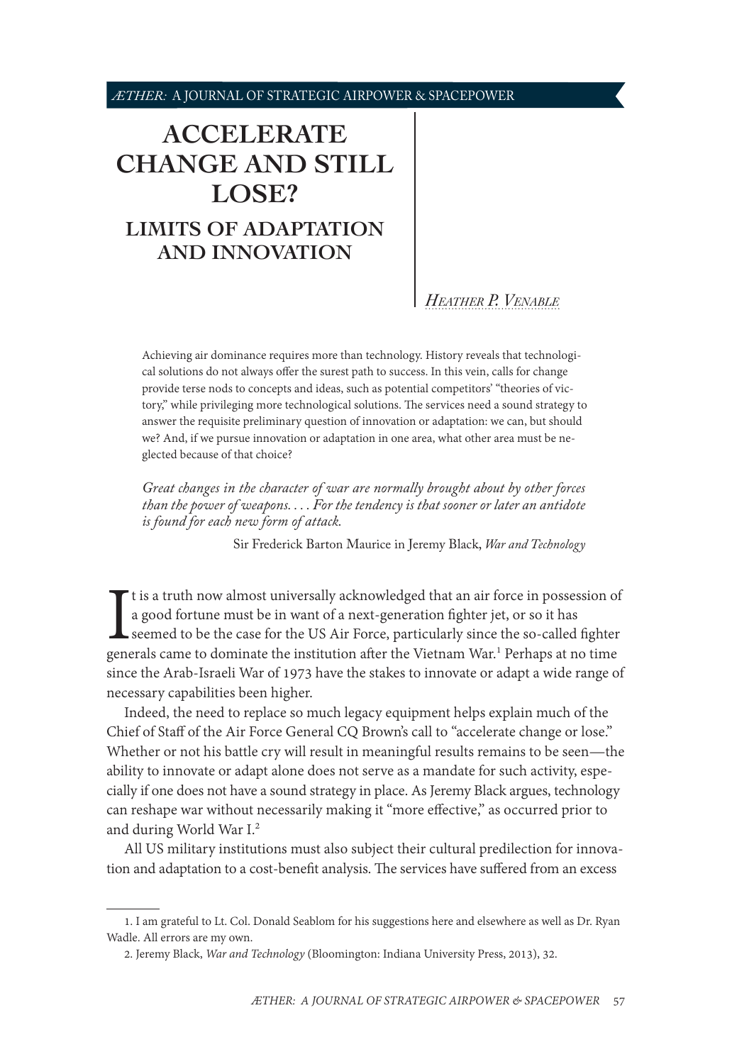# ACCELERATE CHANGE AND STILL LOSE?

## LIMITS OF ADAPTATION AND INNOVATION

*Heather P. Venable*

Achieving air dominance requires more than technology. History reveals that technological solutions do not always offer the surest path to success. In this vein, calls for change provide terse nods to concepts and ideas, such as potential competitors' "theories of victory," while privileging more technological solutions. The services need a sound strategy to answer the requisite preliminary question of innovation or adaptation: we can, but should we? And, if we pursue innovation or adaptation in one area, what other area must be neglected because of that choice?

*Great changes in the character of war are normally brought about by other forces than the power of weapons. . . . For the tendency is that sooner or later an antidote is found for each new form of attack.*

Sir Frederick Barton Maurice in Jeremy Black, *War and Technology*

It is a truth now almost universally acknowledged that an air force in possession of a good fortune must be in want of a next-generation fighter jet, or so it has seemed to be the case for the US Air Force, particularly since the so-called fighter generals came to dominate the institution after the Vietnam War.[1] Perhaps at no time since the Arab-Israeli War of 1973 have the stakes to innovate or adapt a wide range of necessary capabilities been higher.

Indeed, the need to replace so much legacy equipment helps explain much of the Chief of Staff of the Air Force General CQ Brown's call to "accelerate change or lose." Whether or not his battle cry will result in meaningful results remains to be seen—the ability to innovate or adapt alone does not serve as a mandate for such activity, especially if one does not have a sound strategy in place. As Jeremy Black argues, technology can reshape war without necessarily making it "more effective," as occurred prior to and during World War I.[2]

All US military institutions must also subject their cultural predilection for innovation and adaptation to a cost-benefit analysis. The services have suffered from an excess

1. I am grateful to Lt. Col. Donald Seablom for his suggestions here and elsewhere as well as Dr. Ryan Wadle. All errors are my own.

2. Jeremy Black, *War and Technology* (Bloomington: Indiana University Press, 2013), 32.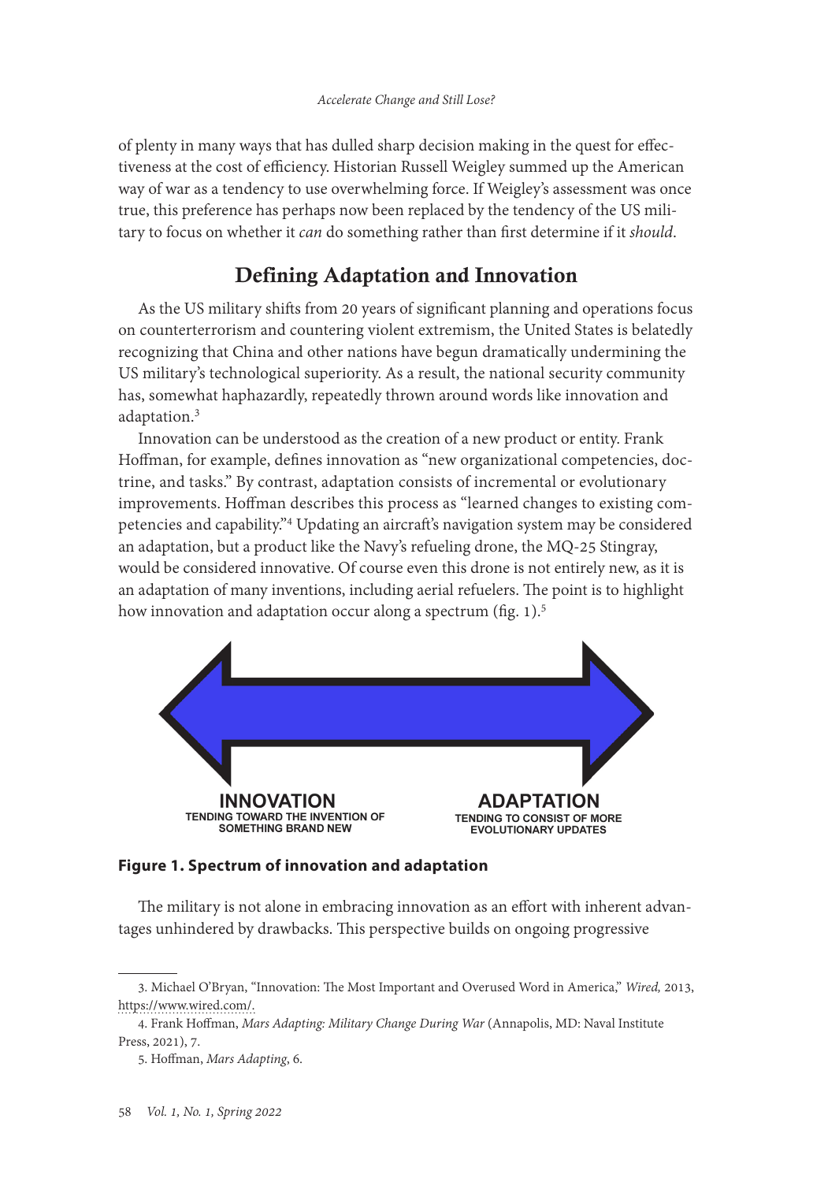of plenty in many ways that has dulled sharp decision making in the quest for effectiveness at the cost of efficiency. Historian Russell Weigley summed up the American way of war as a tendency to use overwhelming force. If Weigley's assessment was once true, this preference has perhaps now been replaced by the tendency of the US military to focus on whether it *can* do something rather than first determine if it *should*.

## Defining Adaptation and Innovation

As the US military shifts from 20 years of significant planning and operations focus on counterterrorism and countering violent extremism, the United States is belatedly recognizing that China and other nations have begun dramatically undermining the US military's technological superiority. As a result, the national security community has, somewhat haphazardly, repeatedly thrown around words like innovation and adaptation.[3]

Innovation can be understood as the creation of a new product or entity. Frank Hoffman, for example, defines innovation as "new organizational competencies, doctrine, and tasks." By contrast, adaptation consists of incremental or evolutionary improvements. Hoffman describes this process as "learned changes to existing competencies and capability."[4] Updating an aircraft's navigation system may be considered an adaptation, but a product like the Navy's refueling drone, the MQ-25 Stingray, would be considered innovative. Of course even this drone is not entirely new, as it is an adaptation of many inventions, including aerial refuelers. The point is to highlight how innovation and adaptation occur along a spectrum (fig. 1).[5]

**INNOVATION**
TENDING TOWARD THE INVENTION OF SOMETHING BRAND NEW

**ADAPTATION**
TENDING TO CONSIST OF MORE EVOLUTIONARY UPDATES

**Figure 1. Spectrum of innovation and adaptation**

The military is not alone in embracing innovation as an effort with inherent advantages unhindered by drawbacks. This perspective builds on ongoing progressive

---

3. Michael O'Bryan, "Innovation: The Most Important and Overused Word in America," *Wired,* 2013, https://www.wired.com/.

4. Frank Hoffman, *Mars Adapting: Military Change During War* (Annapolis, MD: Naval Institute Press, 2021), 7.

5. Hoffman, *Mars Adapting*, 6.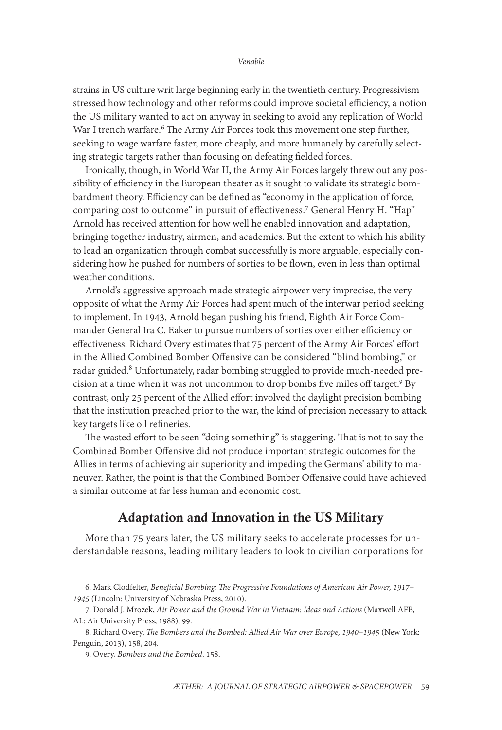strains in US culture writ large beginning early in the twentieth century. Progressivism stressed how technology and other reforms could improve societal efficiency, a notion the US military wanted to act on anyway in seeking to avoid any replication of World War I trench warfare.[6] The Army Air Forces took this movement one step further, seeking to wage warfare faster, more cheaply, and more humanely by carefully selecting strategic targets rather than focusing on defeating fielded forces.

Ironically, though, in World War II, the Army Air Forces largely threw out any possibility of efficiency in the European theater as it sought to validate its strategic bombardment theory. Efficiency can be defined as "economy in the application of force, comparing cost to outcome" in pursuit of effectiveness.[7] General Henry H. "Hap" Arnold has received attention for how well he enabled innovation and adaptation, bringing together industry, airmen, and academics. But the extent to which his ability to lead an organization through combat successfully is more arguable, especially considering how he pushed for numbers of sorties to be flown, even in less than optimal weather conditions.

Arnold's aggressive approach made strategic airpower very imprecise, the very opposite of what the Army Air Forces had spent much of the interwar period seeking to implement. In 1943, Arnold began pushing his friend, Eighth Air Force Commander General Ira C. Eaker to pursue numbers of sorties over either efficiency or effectiveness. Richard Overy estimates that 75 percent of the Army Air Forces' effort in the Allied Combined Bomber Offensive can be considered "blind bombing," or radar guided.[8] Unfortunately, radar bombing struggled to provide much-needed precision at a time when it was not uncommon to drop bombs five miles off target.[9] By contrast, only 25 percent of the Allied effort involved the daylight precision bombing that the institution preached prior to the war, the kind of precision necessary to attack key targets like oil refineries.

The wasted effort to be seen "doing something" is staggering. That is not to say the Combined Bomber Offensive did not produce important strategic outcomes for the Allies in terms of achieving air superiority and impeding the Germans' ability to maneuver. Rather, the point is that the Combined Bomber Offensive could have achieved a similar outcome at far less human and economic cost.

## Adaptation and Innovation in the US Military

More than 75 years later, the US military seeks to accelerate processes for understandable reasons, leading military leaders to look to civilian corporations for

---

6. Mark Clodfelter, *Beneficial Bombing: The Progressive Foundations of American Air Power, 1917–1945* (Lincoln: University of Nebraska Press, 2010).

7. Donald J. Mrozek, *Air Power and the Ground War in Vietnam: Ideas and Actions* (Maxwell AFB, AL: Air University Press, 1988), 99.

8. Richard Overy, *The Bombers and the Bombed: Allied Air War over Europe, 1940–1945* (New York: Penguin, 2013), 158, 204.

9. Overy, *Bombers and the Bombed*, 158.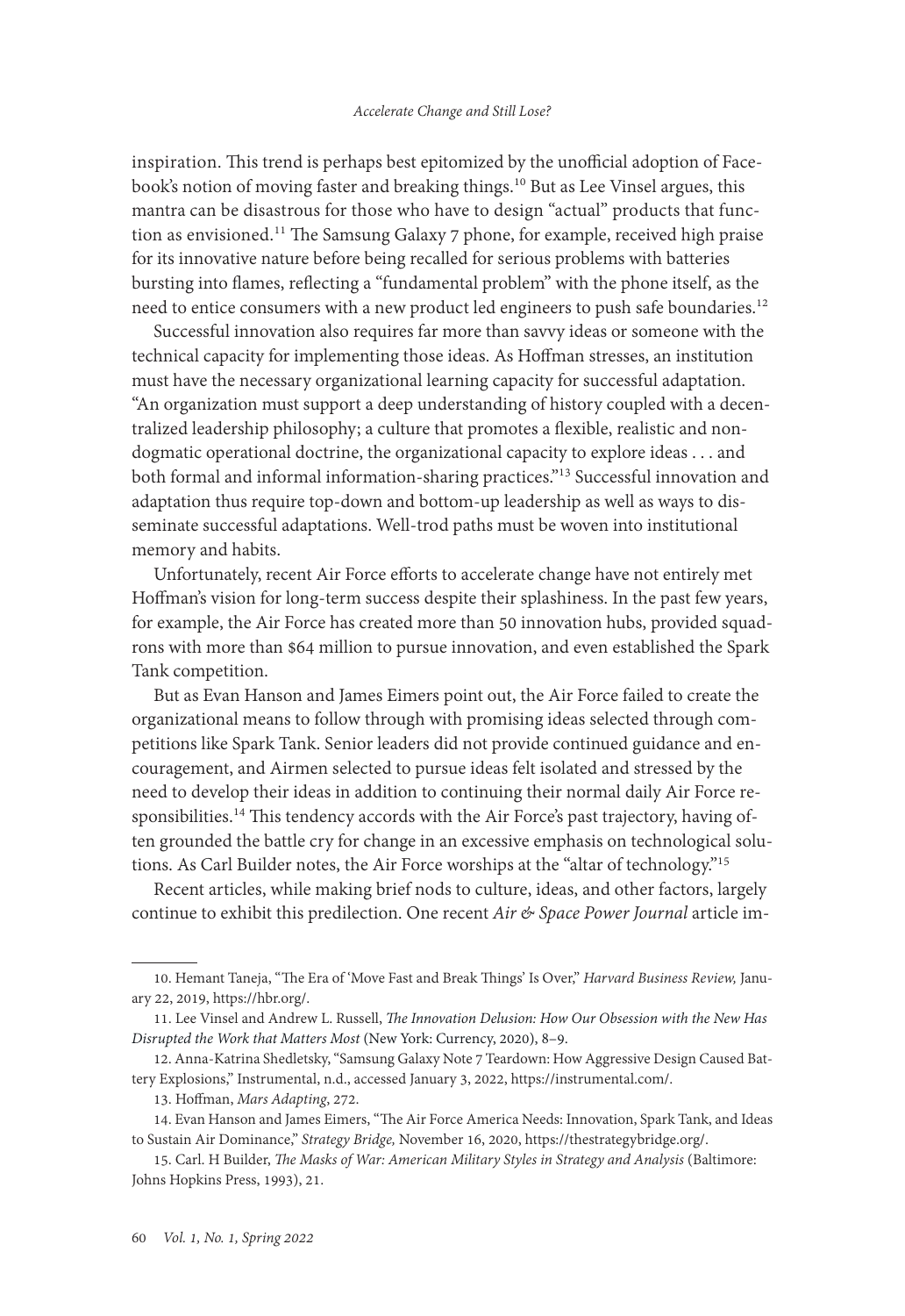inspiration. This trend is perhaps best epitomized by the unofficial adoption of Facebook's notion of moving faster and breaking things.[10] But as Lee Vinsel argues, this mantra can be disastrous for those who have to design "actual" products that function as envisioned.[11] The Samsung Galaxy 7 phone, for example, received high praise for its innovative nature before being recalled for serious problems with batteries bursting into flames, reflecting a "fundamental problem" with the phone itself, as the need to entice consumers with a new product led engineers to push safe boundaries.[12]

Successful innovation also requires far more than savvy ideas or someone with the technical capacity for implementing those ideas. As Hoffman stresses, an institution must have the necessary organizational learning capacity for successful adaptation. "An organization must support a deep understanding of history coupled with a decentralized leadership philosophy; a culture that promotes a flexible, realistic and non-dogmatic operational doctrine, the organizational capacity to explore ideas . . . and both formal and informal information-sharing practices."[13] Successful innovation and adaptation thus require top-down and bottom-up leadership as well as ways to disseminate successful adaptations. Well-trod paths must be woven into institutional memory and habits.

Unfortunately, recent Air Force efforts to accelerate change have not entirely met Hoffman's vision for long-term success despite their splashiness. In the past few years, for example, the Air Force has created more than 50 innovation hubs, provided squadrons with more than $64 million to pursue innovation, and even established the Spark Tank competition.

But as Evan Hanson and James Eimers point out, the Air Force failed to create the organizational means to follow through with promising ideas selected through competitions like Spark Tank. Senior leaders did not provide continued guidance and encouragement, and Airmen selected to pursue ideas felt isolated and stressed by the need to develop their ideas in addition to continuing their normal daily Air Force responsibilities.[14] This tendency accords with the Air Force's past trajectory, having often grounded the battle cry for change in an excessive emphasis on technological solutions. As Carl Builder notes, the Air Force worships at the "altar of technology."[15]

Recent articles, while making brief nods to culture, ideas, and other factors, largely continue to exhibit this predilection. One recent *Air & Space Power Journal* article im-

---

10. Hemant Taneja, "The Era of 'Move Fast and Break Things' Is Over," *Harvard Business Review,* January 22, 2019, https://hbr.org/.

11. Lee Vinsel and Andrew L. Russell, *The Innovation Delusion: How Our Obsession with the New Has Disrupted the Work that Matters Most* (New York: Currency, 2020), 8–9.

12. Anna-Katrina Shedletsky, "Samsung Galaxy Note 7 Teardown: How Aggressive Design Caused Battery Explosions," Instrumental, n.d., accessed January 3, 2022, https://instrumental.com/.

13. Hoffman, *Mars Adapting*, 272.

14. Evan Hanson and James Eimers, "The Air Force America Needs: Innovation, Spark Tank, and Ideas to Sustain Air Dominance," *Strategy Bridge,* November 16, 2020, https://thestrategybridge.org/.

15. Carl. H Builder, *The Masks of War: American Military Styles in Strategy and Analysis* (Baltimore: Johns Hopkins Press, 1993), 21.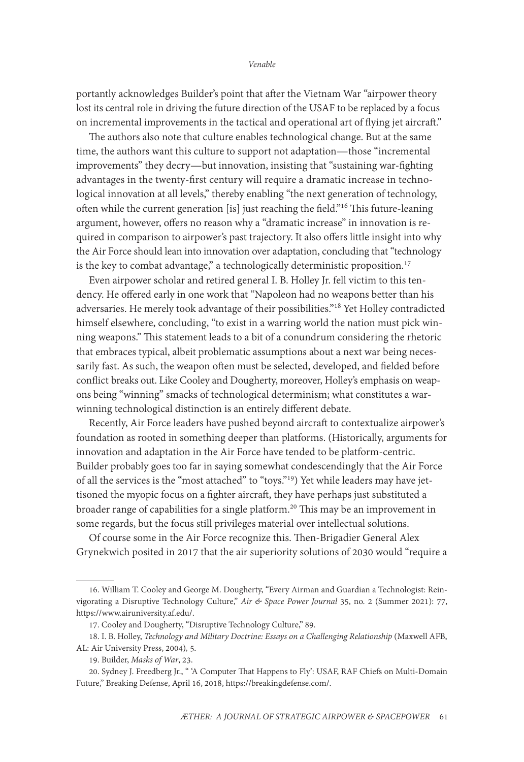portantly acknowledges Builder's point that after the Vietnam War "airpower theory lost its central role in driving the future direction of the USAF to be replaced by a focus on incremental improvements in the tactical and operational art of flying jet aircraft."

The authors also note that culture enables technological change. But at the same time, the authors want this culture to support not adaptation—those "incremental improvements" they decry—but innovation, insisting that "sustaining war-fighting advantages in the twenty-first century will require a dramatic increase in technological innovation at all levels," thereby enabling "the next generation of technology, often while the current generation [is] just reaching the field."[16] This future-leaning argument, however, offers no reason why a "dramatic increase" in innovation is required in comparison to airpower's past trajectory. It also offers little insight into why the Air Force should lean into innovation over adaptation, concluding that "technology is the key to combat advantage," a technologically deterministic proposition.[17]

Even airpower scholar and retired general I. B. Holley Jr. fell victim to this tendency. He offered early in one work that "Napoleon had no weapons better than his adversaries. He merely took advantage of their possibilities."[18] Yet Holley contradicted himself elsewhere, concluding, "to exist in a warring world the nation must pick winning weapons." This statement leads to a bit of a conundrum considering the rhetoric that embraces typical, albeit problematic assumptions about a next war being necessarily fast. As such, the weapon often must be selected, developed, and fielded before conflict breaks out. Like Cooley and Dougherty, moreover, Holley's emphasis on weapons being "winning" smacks of technological determinism; what constitutes a war-winning technological distinction is an entirely different debate.

Recently, Air Force leaders have pushed beyond aircraft to contextualize airpower's foundation as rooted in something deeper than platforms. (Historically, arguments for innovation and adaptation in the Air Force have tended to be platform-centric. Builder probably goes too far in saying somewhat condescendingly that the Air Force of all the services is the "most attached" to "toys."[19]) Yet while leaders may have jettisoned the myopic focus on a fighter aircraft, they have perhaps just substituted a broader range of capabilities for a single platform.[20] This may be an improvement in some regards, but the focus still privileges material over intellectual solutions.

Of course some in the Air Force recognize this. Then-Brigadier General Alex Grynekwich posited in 2017 that the air superiority solutions of 2030 would "require a

---

16. William T. Cooley and George M. Dougherty, "Every Airman and Guardian a Technologist: Reinvigorating a Disruptive Technology Culture," *Air & Space Power Journal* 35, no. 2 (Summer 2021): 77, https://www.airuniversity.af.edu/.

17. Cooley and Dougherty, "Disruptive Technology Culture," 89.

18. I. B. Holley, *Technology and Military Doctrine: Essays on a Challenging Relationship* (Maxwell AFB, AL: Air University Press, 2004), 5.

19. Builder, *Masks of War*, 23.

20. Sydney J. Freedberg Jr., " 'A Computer That Happens to Fly': USAF, RAF Chiefs on Multi-Domain Future," Breaking Defense, April 16, 2018, https://breakingdefense.com/.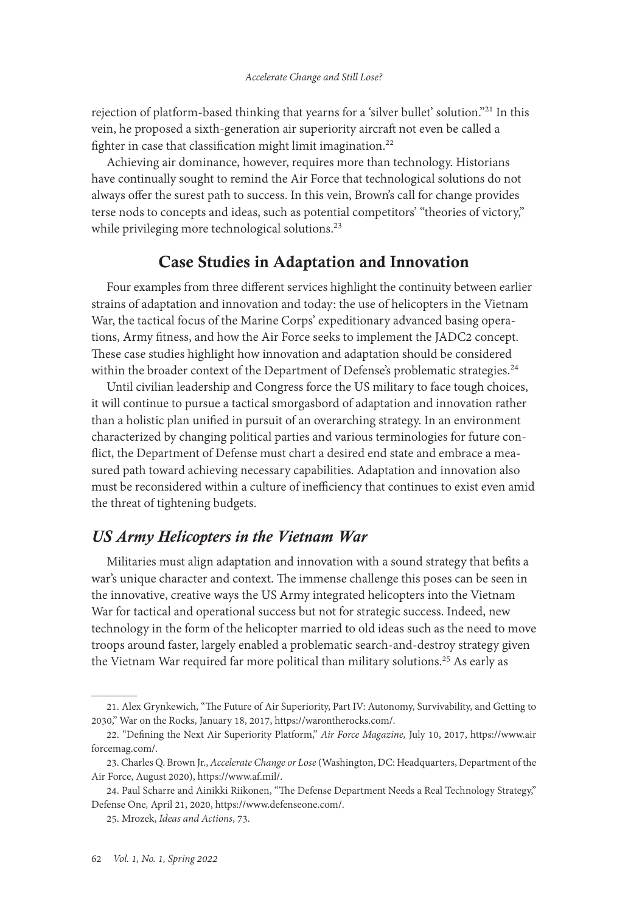rejection of platform-based thinking that yearns for a 'silver bullet' solution."[21] In this vein, he proposed a sixth-generation air superiority aircraft not even be called a fighter in case that classification might limit imagination.[22]

Achieving air dominance, however, requires more than technology. Historians have continually sought to remind the Air Force that technological solutions do not always offer the surest path to success. In this vein, Brown's call for change provides terse nods to concepts and ideas, such as potential competitors' "theories of victory," while privileging more technological solutions.[23]

## Case Studies in Adaptation and Innovation

Four examples from three different services highlight the continuity between earlier strains of adaptation and innovation and today: the use of helicopters in the Vietnam War, the tactical focus of the Marine Corps' expeditionary advanced basing operations, Army fitness, and how the Air Force seeks to implement the JADC2 concept. These case studies highlight how innovation and adaptation should be considered within the broader context of the Department of Defense's problematic strategies.[24]

Until civilian leadership and Congress force the US military to face tough choices, it will continue to pursue a tactical smorgasbord of adaptation and innovation rather than a holistic plan unified in pursuit of an overarching strategy. In an environment characterized by changing political parties and various terminologies for future conflict, the Department of Defense must chart a desired end state and embrace a measured path toward achieving necessary capabilities. Adaptation and innovation also must be reconsidered within a culture of inefficiency that continues to exist even amid the threat of tightening budgets.

### *US Army Helicopters in the Vietnam War*

Militaries must align adaptation and innovation with a sound strategy that befits a war's unique character and context. The immense challenge this poses can be seen in the innovative, creative ways the US Army integrated helicopters into the Vietnam War for tactical and operational success but not for strategic success. Indeed, new technology in the form of the helicopter married to old ideas such as the need to move troops around faster, largely enabled a problematic search-and-destroy strategy given the Vietnam War required far more political than military solutions.[25] As early as

---

21. Alex Grynkewich, "The Future of Air Superiority, Part IV: Autonomy, Survivability, and Getting to 2030," War on the Rocks, January 18, 2017, https://warontherocks.com/.

22. "Defining the Next Air Superiority Platform," *Air Force Magazine,* July 10, 2017, https://www.airforcemag.com/.

23. Charles Q. Brown Jr., *Accelerate Change or Lose* (Washington, DC: Headquarters, Department of the Air Force, August 2020), https://www.af.mil/.

24. Paul Scharre and Ainikki Riikonen, "The Defense Department Needs a Real Technology Strategy," Defense One*,* April 21, 2020, https://www.defenseone.com/.

25. Mrozek, *Ideas and Actions*, 73.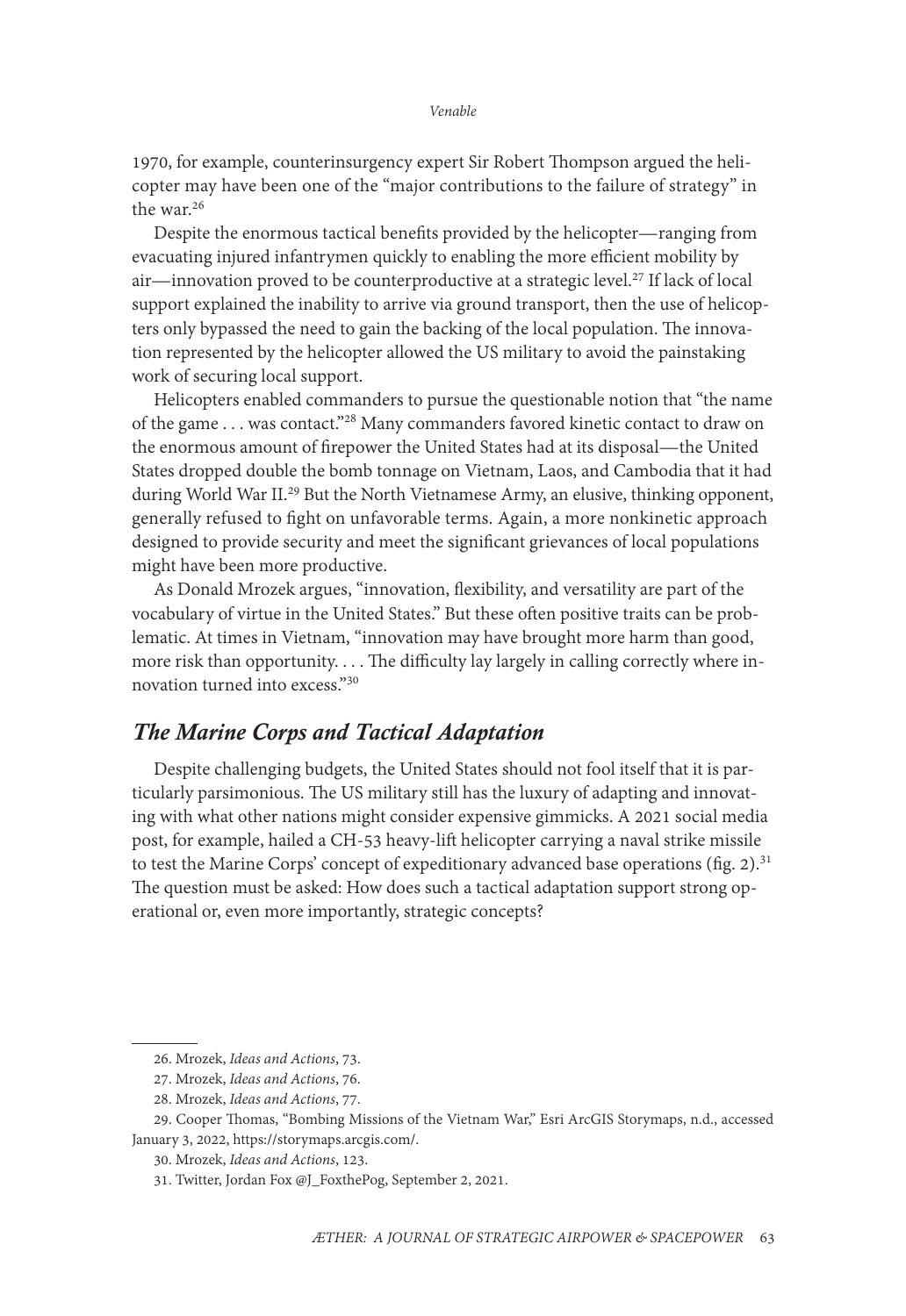1970, for example, counterinsurgency expert Sir Robert Thompson argued the helicopter may have been one of the "major contributions to the failure of strategy" in the war.[26]

Despite the enormous tactical benefits provided by the helicopter—ranging from evacuating injured infantrymen quickly to enabling the more efficient mobility by air—innovation proved to be counterproductive at a strategic level.[27] If lack of local support explained the inability to arrive via ground transport, then the use of helicopters only bypassed the need to gain the backing of the local population. The innovation represented by the helicopter allowed the US military to avoid the painstaking work of securing local support.

Helicopters enabled commanders to pursue the questionable notion that "the name of the game . . . was contact."[28] Many commanders favored kinetic contact to draw on the enormous amount of firepower the United States had at its disposal—the United States dropped double the bomb tonnage on Vietnam, Laos, and Cambodia that it had during World War II.[29] But the North Vietnamese Army, an elusive, thinking opponent, generally refused to fight on unfavorable terms. Again, a more nonkinetic approach designed to provide security and meet the significant grievances of local populations might have been more productive.

As Donald Mrozek argues, "innovation, flexibility, and versatility are part of the vocabulary of virtue in the United States." But these often positive traits can be problematic. At times in Vietnam, "innovation may have brought more harm than good, more risk than opportunity. . . . The difficulty lay largely in calling correctly where innovation turned into excess."[30]

## *The Marine Corps and Tactical Adaptation*

Despite challenging budgets, the United States should not fool itself that it is particularly parsimonious. The US military still has the luxury of adapting and innovating with what other nations might consider expensive gimmicks. A 2021 social media post, for example, hailed a CH-53 heavy-lift helicopter carrying a naval strike missile to test the Marine Corps' concept of expeditionary advanced base operations (fig. 2).[31] The question must be asked: How does such a tactical adaptation support strong operational or, even more importantly, strategic concepts?

---

26. Mrozek, *Ideas and Actions*, 73.

27. Mrozek, *Ideas and Actions*, 76.

28. Mrozek, *Ideas and Actions*, 77.

29. Cooper Thomas, "Bombing Missions of the Vietnam War," Esri ArcGIS Storymaps, n.d., accessed January 3, 2022, https://storymaps.arcgis.com/.

30. Mrozek, *Ideas and Actions*, 123.

31. Twitter, Jordan Fox @J_FoxthePog, September 2, 2021.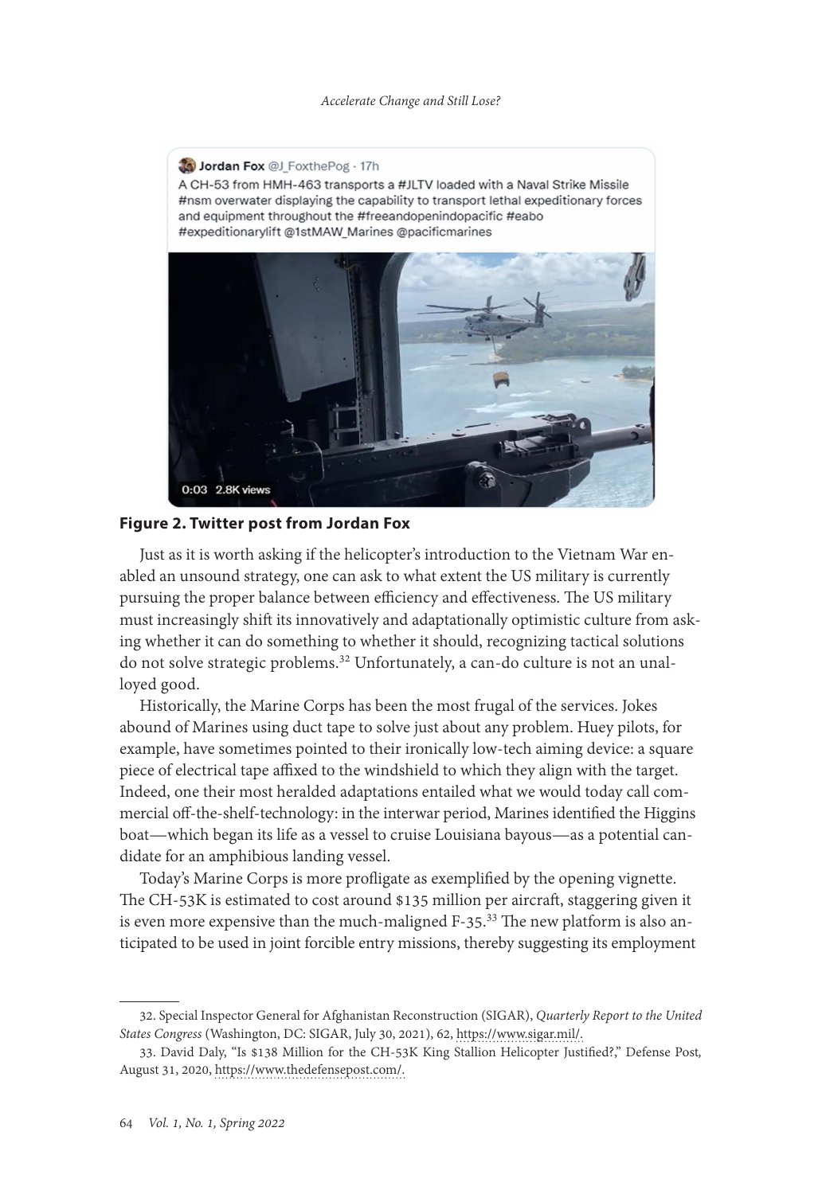Jordan Fox @J_FoxthePog · 17h

A CH-53 from HMH-463 transports a #JLTV loaded with a Naval Strike Missile #nsm overwater displaying the capability to transport lethal expeditionary forces and equipment throughout the #freeandopenindopacific #eabo #expeditionarylift @1stMAW_Marines @pacificmarines

0:03 2.8K views

**Figure 2. Twitter post from Jordan Fox**

Just as it is worth asking if the helicopter's introduction to the Vietnam War enabled an unsound strategy, one can ask to what extent the US military is currently pursuing the proper balance between efficiency and effectiveness. The US military must increasingly shift its innovatively and adaptationally optimistic culture from asking whether it can do something to whether it should, recognizing tactical solutions do not solve strategic problems.[32] Unfortunately, a can-do culture is not an unalloyed good.

Historically, the Marine Corps has been the most frugal of the services. Jokes abound of Marines using duct tape to solve just about any problem. Huey pilots, for example, have sometimes pointed to their ironically low-tech aiming device: a square piece of electrical tape affixed to the windshield to which they align with the target. Indeed, one their most heralded adaptations entailed what we would today call commercial off-the-shelf-technology: in the interwar period, Marines identified the Higgins boat—which began its life as a vessel to cruise Louisiana bayous—as a potential candidate for an amphibious landing vessel.

Today's Marine Corps is more profligate as exemplified by the opening vignette. The CH-53K is estimated to cost around $135 million per aircraft, staggering given it is even more expensive than the much-maligned F-35.[33] The new platform is also anticipated to be used in joint forcible entry missions, thereby suggesting its employment

---

32. Special Inspector General for Afghanistan Reconstruction (SIGAR), *Quarterly Report to the United States Congress* (Washington, DC: SIGAR, July 30, 2021), 62, https://www.sigar.mil/.

33. David Daly, "Is $138 Million for the CH-53K King Stallion Helicopter Justified?," Defense Post*,* August 31, 2020, https://www.thedefensepost.com/.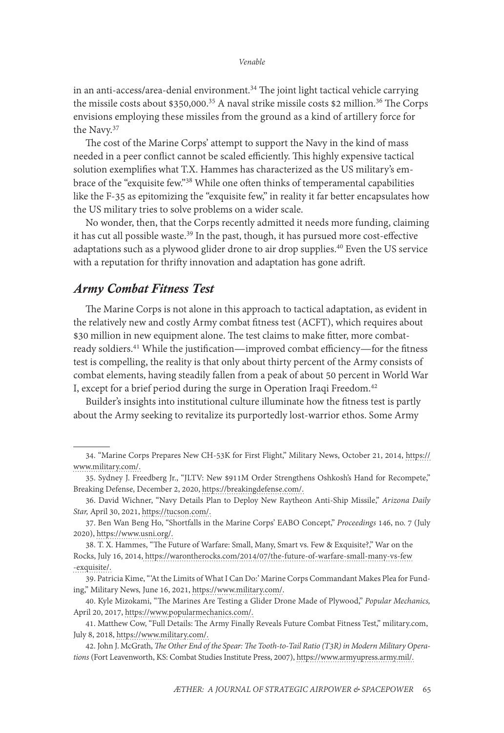in an anti-access/area-denial environment.[34] The joint light tactical vehicle carrying the missile costs about $350,000.[35] A naval strike missile costs $2 million.[36] The Corps envisions employing these missiles from the ground as a kind of artillery force for the Navy.[37]

The cost of the Marine Corps' attempt to support the Navy in the kind of mass needed in a peer conflict cannot be scaled efficiently. This highly expensive tactical solution exemplifies what T.X. Hammes has characterized as the US military's embrace of the "exquisite few."[38] While one often thinks of temperamental capabilities like the F-35 as epitomizing the "exquisite few," in reality it far better encapsulates how the US military tries to solve problems on a wider scale.

No wonder, then, that the Corps recently admitted it needs more funding, claiming it has cut all possible waste.[39] In the past, though, it has pursued more cost-effective adaptations such as a plywood glider drone to air drop supplies.[40] Even the US service with a reputation for thrifty innovation and adaptation has gone adrift.

## *Army Combat Fitness Test*

The Marine Corps is not alone in this approach to tactical adaptation, as evident in the relatively new and costly Army combat fitness test (ACFT), which requires about $30 million in new equipment alone. The test claims to make fitter, more combat-ready soldiers.[41] While the justification—improved combat efficiency—for the fitness test is compelling, the reality is that only about thirty percent of the Army consists of combat elements, having steadily fallen from a peak of about 50 percent in World War I, except for a brief period during the surge in Operation Iraqi Freedom.[42]

Builder's insights into institutional culture illuminate how the fitness test is partly about the Army seeking to revitalize its purportedly lost-warrior ethos. Some Army

---

34. "Marine Corps Prepares New CH-53K for First Flight," Military News, October 21, 2014, https://www.military.com/.

35. Sydney J. Freedberg Jr., "JLTV: New $911M Order Strengthens Oshkosh's Hand for Recompete," Breaking Defense, December 2, 2020, https://breakingdefense.com/.

36. David Wichner, "Navy Details Plan to Deploy New Raytheon Anti-Ship Missile," *Arizona Daily Star,* April 30, 2021, https://tucson.com/.

37. Ben Wan Beng Ho, "Shortfalls in the Marine Corps' EABO Concept," *Proceedings* 146, no. 7 (July 2020), https://www.usni.org/.

38. T. X. Hammes, "The Future of Warfare: Small, Many, Smart vs. Few & Exquisite?," War on the Rocks, July 16, 2014, https://warontherocks.com/2014/07/the-future-of-warfare-small-many-vs-few-exquisite/.

39. Patricia Kime, "'At the Limits of What I Can Do:' Marine Corps Commandant Makes Plea for Funding," Military News*,* June 16, 2021, https://www.military.com/.

40. Kyle Mizokami, "The Marines Are Testing a Glider Drone Made of Plywood," *Popular Mechanics,* April 20, 2017, https://www.popularmechanics.com/.

41. Matthew Cow, "Full Details: The Army Finally Reveals Future Combat Fitness Test," military.com, July 8, 2018, https://www.military.com/.

42. John J. McGrath, *The Other End of the Spear: The Tooth-to-Tail Ratio (T3R) in Modern Military Operations* (Fort Leavenworth, KS: Combat Studies Institute Press, 2007), https://www.armyupress.army.mil/.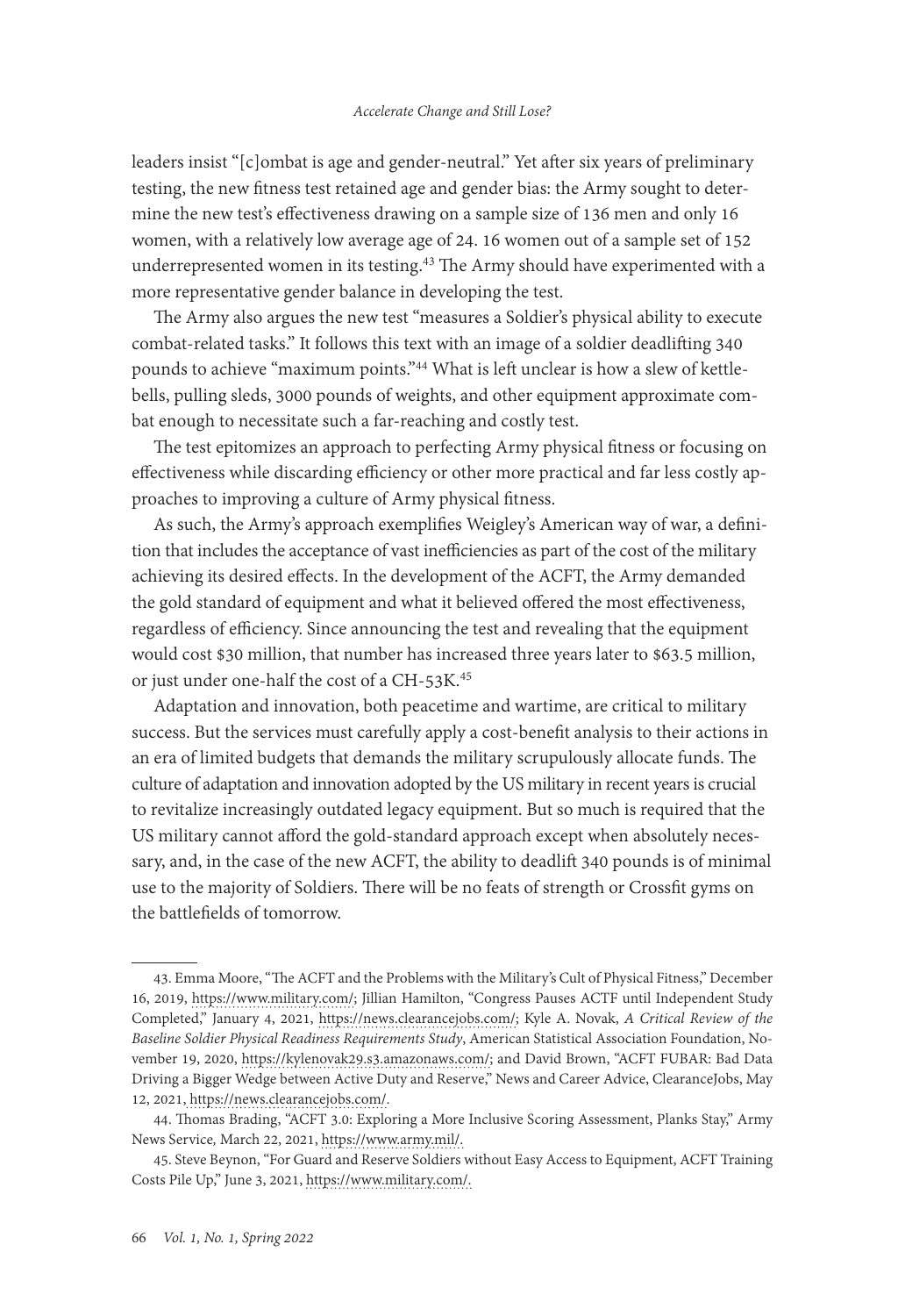leaders insist "[c]ombat is age and gender-neutral." Yet after six years of preliminary testing, the new fitness test retained age and gender bias: the Army sought to determine the new test's effectiveness drawing on a sample size of 136 men and only 16 women, with a relatively low average age of 24. 16 women out of a sample set of 152 underrepresented women in its testing.[43] The Army should have experimented with a more representative gender balance in developing the test.

The Army also argues the new test "measures a Soldier's physical ability to execute combat-related tasks." It follows this text with an image of a soldier deadlifting 340 pounds to achieve "maximum points."[44] What is left unclear is how a slew of kettlebells, pulling sleds, 3000 pounds of weights, and other equipment approximate combat enough to necessitate such a far-reaching and costly test.

The test epitomizes an approach to perfecting Army physical fitness or focusing on effectiveness while discarding efficiency or other more practical and far less costly approaches to improving a culture of Army physical fitness.

As such, the Army's approach exemplifies Weigley's American way of war, a definition that includes the acceptance of vast inefficiencies as part of the cost of the military achieving its desired effects. In the development of the ACFT, the Army demanded the gold standard of equipment and what it believed offered the most effectiveness, regardless of efficiency. Since announcing the test and revealing that the equipment would cost $30 million, that number has increased three years later to $63.5 million, or just under one-half the cost of a CH-53K.[45]

Adaptation and innovation, both peacetime and wartime, are critical to military success. But the services must carefully apply a cost-benefit analysis to their actions in an era of limited budgets that demands the military scrupulously allocate funds. The culture of adaptation and innovation adopted by the US military in recent years is crucial to revitalize increasingly outdated legacy equipment. But so much is required that the US military cannot afford the gold-standard approach except when absolutely necessary, and, in the case of the new ACFT, the ability to deadlift 340 pounds is of minimal use to the majority of Soldiers. There will be no feats of strength or Crossfit gyms on the battlefields of tomorrow.

---

43. Emma Moore, "The ACFT and the Problems with the Military's Cult of Physical Fitness," December 16, 2019, https://www.military.com/; Jillian Hamilton, "Congress Pauses ACTF until Independent Study Completed," January 4, 2021, https://news.clearancejobs.com/; Kyle A. Novak, *A Critical Review of the Baseline Soldier Physical Readiness Requirements Study*, American Statistical Association Foundation, November 19, 2020, https://kylenovak29.s3.amazonaws.com/; and David Brown, "ACFT FUBAR: Bad Data Driving a Bigger Wedge between Active Duty and Reserve," News and Career Advice, ClearanceJobs, May 12, 2021, https://news.clearancejobs.com/.

44. Thomas Brading, "ACFT 3.0: Exploring a More Inclusive Scoring Assessment, Planks Stay," Army News Service*,* March 22, 2021, https://www.army.mil/.

45. Steve Beynon, "For Guard and Reserve Soldiers without Easy Access to Equipment, ACFT Training Costs Pile Up," June 3, 2021, https://www.military.com/.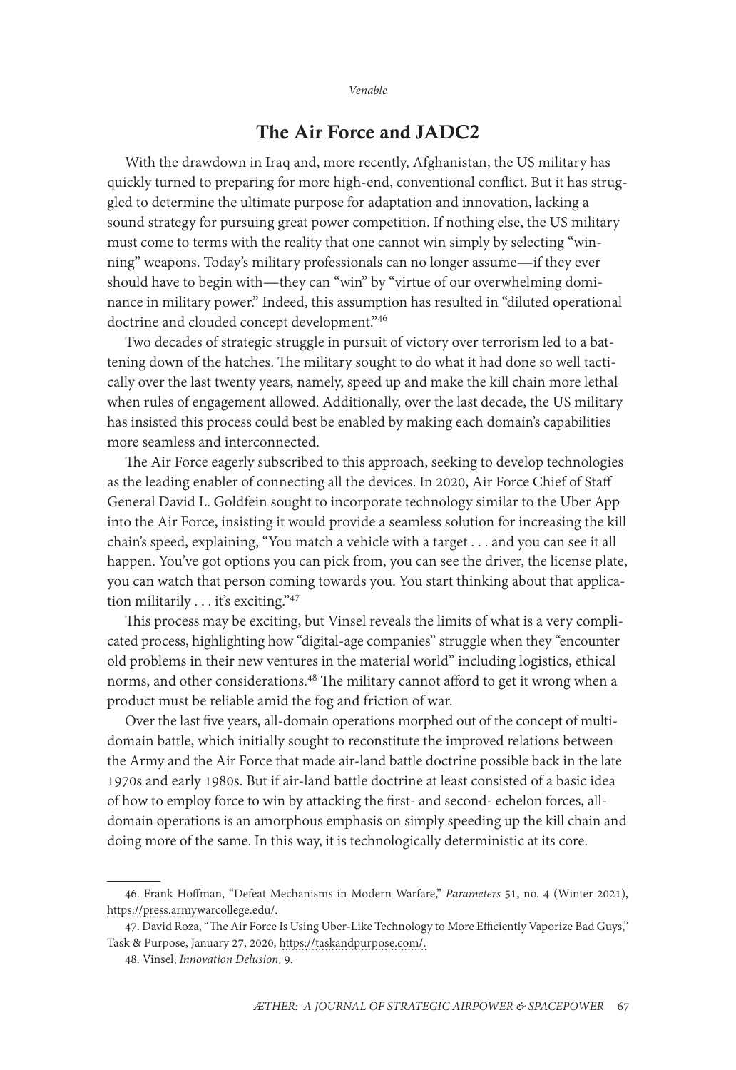## The Air Force and JADC2

With the drawdown in Iraq and, more recently, Afghanistan, the US military has quickly turned to preparing for more high-end, conventional conflict. But it has struggled to determine the ultimate purpose for adaptation and innovation, lacking a sound strategy for pursuing great power competition. If nothing else, the US military must come to terms with the reality that one cannot win simply by selecting "winning" weapons. Today's military professionals can no longer assume—if they ever should have to begin with—they can "win" by "virtue of our overwhelming dominance in military power." Indeed, this assumption has resulted in "diluted operational doctrine and clouded concept development."[46]

Two decades of strategic struggle in pursuit of victory over terrorism led to a battening down of the hatches. The military sought to do what it had done so well tactically over the last twenty years, namely, speed up and make the kill chain more lethal when rules of engagement allowed. Additionally, over the last decade, the US military has insisted this process could best be enabled by making each domain's capabilities more seamless and interconnected.

The Air Force eagerly subscribed to this approach, seeking to develop technologies as the leading enabler of connecting all the devices. In 2020, Air Force Chief of Staff General David L. Goldfein sought to incorporate technology similar to the Uber App into the Air Force, insisting it would provide a seamless solution for increasing the kill chain's speed, explaining, "You match a vehicle with a target . . . and you can see it all happen. You've got options you can pick from, you can see the driver, the license plate, you can watch that person coming towards you. You start thinking about that application militarily . . . it's exciting."[47]

This process may be exciting, but Vinsel reveals the limits of what is a very complicated process, highlighting how "digital-age companies" struggle when they "encounter old problems in their new ventures in the material world" including logistics, ethical norms, and other considerations.[48] The military cannot afford to get it wrong when a product must be reliable amid the fog and friction of war.

Over the last five years, all-domain operations morphed out of the concept of multidomain battle, which initially sought to reconstitute the improved relations between the Army and the Air Force that made air-land battle doctrine possible back in the late 1970s and early 1980s. But if air-land battle doctrine at least consisted of a basic idea of how to employ force to win by attacking the first- and second- echelon forces, all-domain operations is an amorphous emphasis on simply speeding up the kill chain and doing more of the same. In this way, it is technologically deterministic at its core.

---

46. Frank Hoffman, "Defeat Mechanisms in Modern Warfare," *Parameters* 51, no. 4 (Winter 2021), https://press.armywarcollege.edu/.

47. David Roza, "The Air Force Is Using Uber-Like Technology to More Efficiently Vaporize Bad Guys," Task & Purpose, January 27, 2020, https://taskandpurpose.com/.

48. Vinsel, *Innovation Delusion,* 9.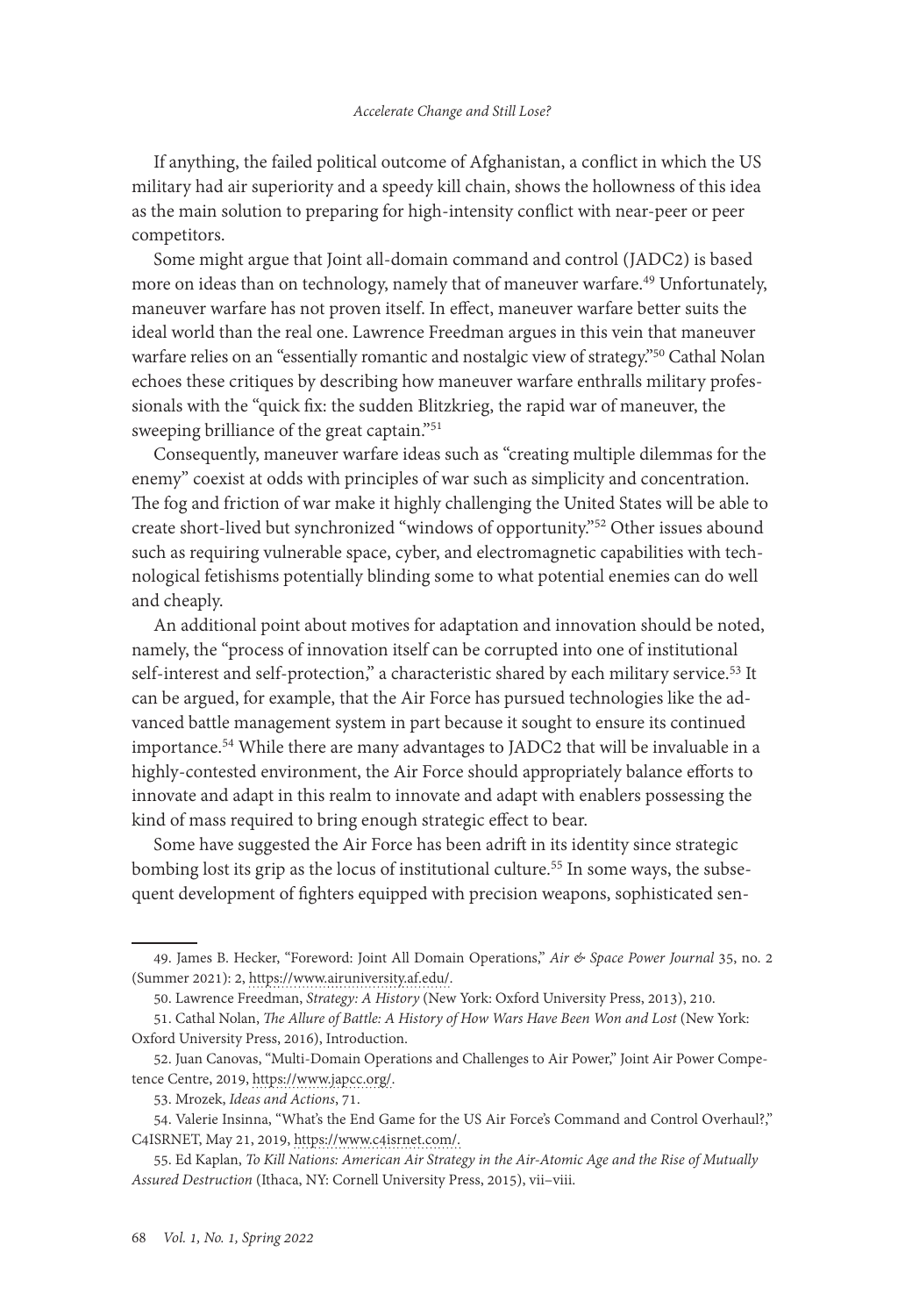If anything, the failed political outcome of Afghanistan, a conflict in which the US military had air superiority and a speedy kill chain, shows the hollowness of this idea as the main solution to preparing for high-intensity conflict with near-peer or peer competitors.

Some might argue that Joint all-domain command and control (JADC2) is based more on ideas than on technology, namely that of maneuver warfare.[49] Unfortunately, maneuver warfare has not proven itself. In effect, maneuver warfare better suits the ideal world than the real one. Lawrence Freedman argues in this vein that maneuver warfare relies on an "essentially romantic and nostalgic view of strategy."[50] Cathal Nolan echoes these critiques by describing how maneuver warfare enthralls military professionals with the "quick fix: the sudden Blitzkrieg, the rapid war of maneuver, the sweeping brilliance of the great captain."[51]

Consequently, maneuver warfare ideas such as "creating multiple dilemmas for the enemy" coexist at odds with principles of war such as simplicity and concentration. The fog and friction of war make it highly challenging the United States will be able to create short-lived but synchronized "windows of opportunity."[52] Other issues abound such as requiring vulnerable space, cyber, and electromagnetic capabilities with technological fetishisms potentially blinding some to what potential enemies can do well and cheaply.

An additional point about motives for adaptation and innovation should be noted, namely, the "process of innovation itself can be corrupted into one of institutional self-interest and self-protection," a characteristic shared by each military service.[53] It can be argued, for example, that the Air Force has pursued technologies like the advanced battle management system in part because it sought to ensure its continued importance.[54] While there are many advantages to JADC2 that will be invaluable in a highly-contested environment, the Air Force should appropriately balance efforts to innovate and adapt in this realm to innovate and adapt with enablers possessing the kind of mass required to bring enough strategic effect to bear.

Some have suggested the Air Force has been adrift in its identity since strategic bombing lost its grip as the locus of institutional culture.[55] In some ways, the subsequent development of fighters equipped with precision weapons, sophisticated sen-

---

49. James B. Hecker, "Foreword: Joint All Domain Operations," *Air & Space Power Journal* 35, no. 2 (Summer 2021): 2, https://www.airuniversity.af.edu/.

50. Lawrence Freedman, *Strategy: A History* (New York: Oxford University Press, 2013), 210.

51. Cathal Nolan, *The Allure of Battle: A History of How Wars Have Been Won and Lost* (New York: Oxford University Press, 2016), Introduction.

52. Juan Canovas, "Multi-Domain Operations and Challenges to Air Power," Joint Air Power Competence Centre, 2019, https://www.japcc.org/.

53. Mrozek, *Ideas and Actions*, 71.

54. Valerie Insinna, "What's the End Game for the US Air Force's Command and Control Overhaul?," C4ISRNET, May 21, 2019, https://www.c4isrnet.com/.

55. Ed Kaplan, *To Kill Nations: American Air Strategy in the Air-Atomic Age and the Rise of Mutually Assured Destruction* (Ithaca, NY: Cornell University Press, 2015), vii–viii.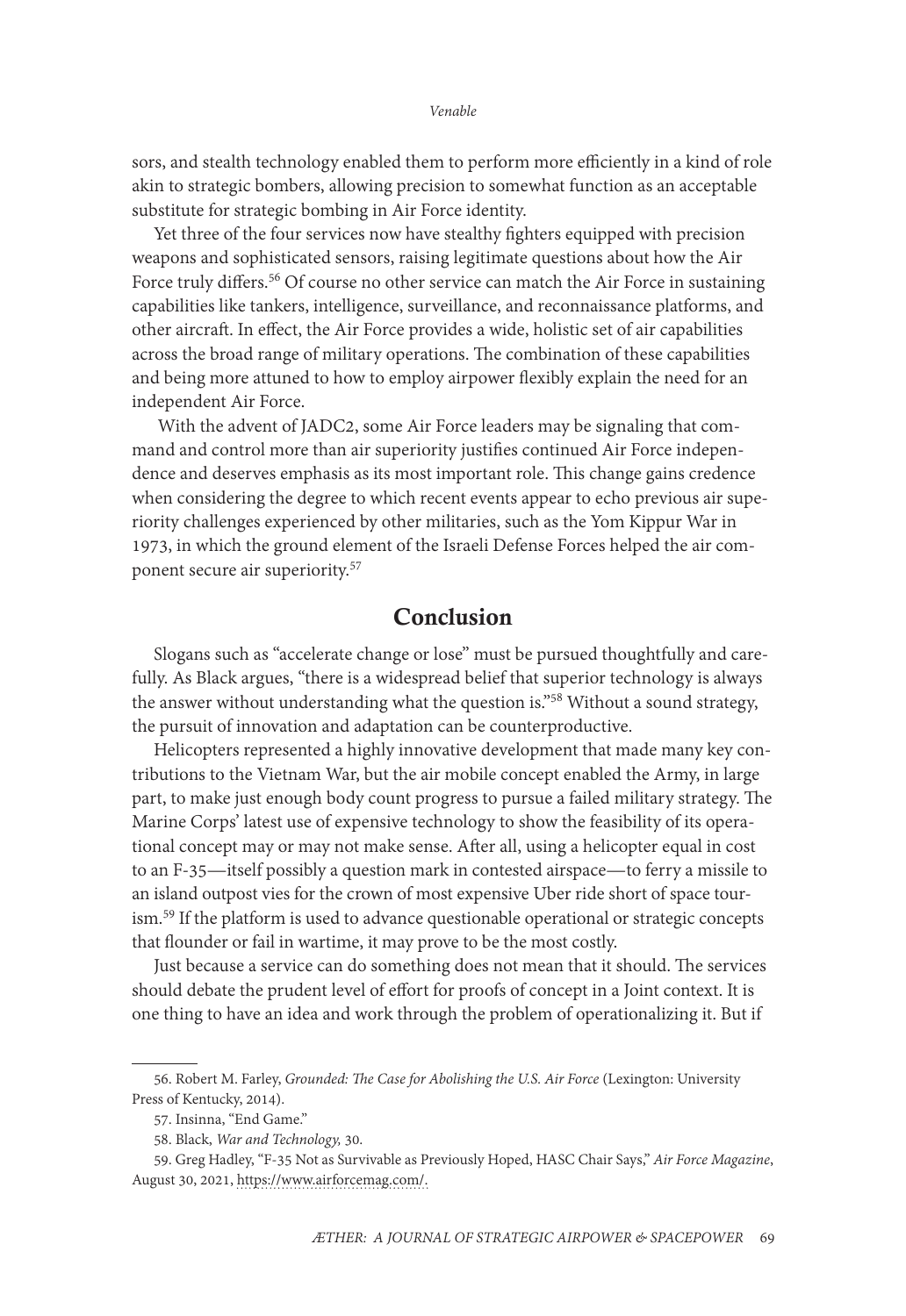sors, and stealth technology enabled them to perform more efficiently in a kind of role akin to strategic bombers, allowing precision to somewhat function as an acceptable substitute for strategic bombing in Air Force identity.

Yet three of the four services now have stealthy fighters equipped with precision weapons and sophisticated sensors, raising legitimate questions about how the Air Force truly differs.[56] Of course no other service can match the Air Force in sustaining capabilities like tankers, intelligence, surveillance, and reconnaissance platforms, and other aircraft. In effect, the Air Force provides a wide, holistic set of air capabilities across the broad range of military operations. The combination of these capabilities and being more attuned to how to employ airpower flexibly explain the need for an independent Air Force.

With the advent of JADC2, some Air Force leaders may be signaling that command and control more than air superiority justifies continued Air Force independence and deserves emphasis as its most important role. This change gains credence when considering the degree to which recent events appear to echo previous air superiority challenges experienced by other militaries, such as the Yom Kippur War in 1973, in which the ground element of the Israeli Defense Forces helped the air component secure air superiority.[57]

## Conclusion

Slogans such as "accelerate change or lose" must be pursued thoughtfully and carefully. As Black argues, "there is a widespread belief that superior technology is always the answer without understanding what the question is."[58] Without a sound strategy, the pursuit of innovation and adaptation can be counterproductive.

Helicopters represented a highly innovative development that made many key contributions to the Vietnam War, but the air mobile concept enabled the Army, in large part, to make just enough body count progress to pursue a failed military strategy. The Marine Corps' latest use of expensive technology to show the feasibility of its operational concept may or may not make sense. After all, using a helicopter equal in cost to an F-35—itself possibly a question mark in contested airspace—to ferry a missile to an island outpost vies for the crown of most expensive Uber ride short of space tourism.[59] If the platform is used to advance questionable operational or strategic concepts that flounder or fail in wartime, it may prove to be the most costly.

Just because a service can do something does not mean that it should. The services should debate the prudent level of effort for proofs of concept in a Joint context. It is one thing to have an idea and work through the problem of operationalizing it. But if

---

56. Robert M. Farley, *Grounded: The Case for Abolishing the U.S. Air Force* (Lexington: University Press of Kentucky, 2014).

57. Insinna, "End Game."

58. Black, *War and Technology,* 30.

59. Greg Hadley, "F-35 Not as Survivable as Previously Hoped, HASC Chair Says," *Air Force Magazine*, August 30, 2021, https://www.airforcemag.com/.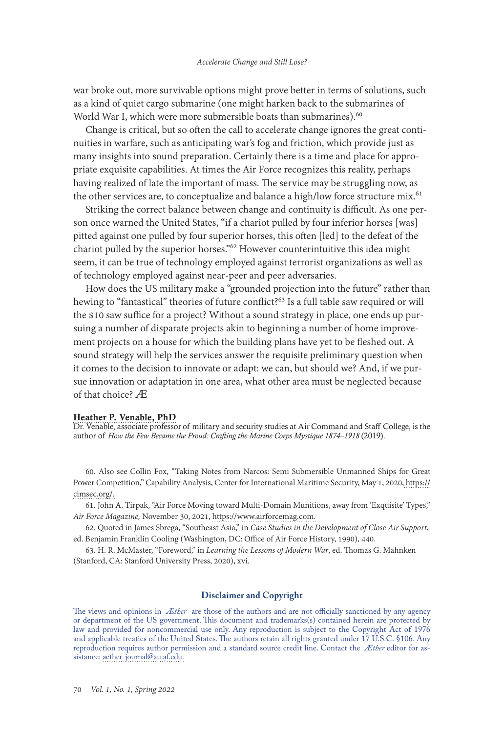war broke out, more survivable options might prove better in terms of solutions, such as a kind of quiet cargo submarine (one might harken back to the submarines of World War I, which were more submersible boats than submarines).[60]

Change is critical, but so often the call to accelerate change ignores the great continuities in warfare, such as anticipating war's fog and friction, which provide just as many insights into sound preparation. Certainly there is a time and place for appropriate exquisite capabilities. At times the Air Force recognizes this reality, perhaps having realized of late the important of mass. The service may be struggling now, as the other services are, to conceptualize and balance a high/low force structure mix.[61]

Striking the correct balance between change and continuity is difficult. As one person once warned the United States, "if a chariot pulled by four inferior horses [was] pitted against one pulled by four superior horses, this often [led] to the defeat of the chariot pulled by the superior horses."[62] However counterintuitive this idea might seem, it can be true of technology employed against terrorist organizations as well as of technology employed against near-peer and peer adversaries.

How does the US military make a "grounded projection into the future" rather than hewing to "fantastical" theories of future conflict?[63] Is a full table saw required or will the $10 saw suffice for a project? Without a sound strategy in place, one ends up pursuing a number of disparate projects akin to beginning a number of home improvement projects on a house for which the building plans have yet to be fleshed out. A sound strategy will help the services answer the requisite preliminary question when it comes to the decision to innovate or adapt: we can, but should we? And, if we pursue innovation or adaptation in one area, what other area must be neglected because of that choice? Æ

**Heather P. Venable, PhD**
Dr. Venable, associate professor of military and security studies at Air Command and Staff College, is the author of *How the Few Became the Proud: Crafting the Marine Corps Mystique 1874–1918* (2019).

60. Also see Collin Fox, "Taking Notes from Narcos: Semi Submersible Unmanned Ships for Great Power Competition," Capability Analysis, Center for International Maritime Security, May 1, 2020, https://cimsec.org/.

61. John A. Tirpak, "Air Force Moving toward Multi-Domain Munitions, away from 'Exquisite' Types," *Air Force Magazine,* November 30, 2021, https://www.airforcemag.com.

62. Quoted in James Sbrega, "Southeast Asia," in *Case Studies in the Development of Close Air Support*, ed. Benjamin Franklin Cooling (Washington, DC: Office of Air Force History, 1990), 440.

63. H. R. McMaster, "Foreword," in *Learning the Lessons of Modern War*, ed. Thomas G. Mahnken (Stanford, CA: Stanford University Press, 2020), xvi.

**Disclaimer and Copyright**

The views and opinions in *Æther* are those of the authors and are not officially sanctioned by any agency or department of the US government. This document and trademarks(s) contained herein are protected by law and provided for noncommercial use only. Any reproduction is subject to the Copyright Act of 1976 and applicable treaties of the United States. The authors retain all rights granted under 17 U.S.C. §106. Any reproduction requires author permission and a standard source credit line. Contact the *Æther* editor for assistance: aether-journal@au.af.edu.